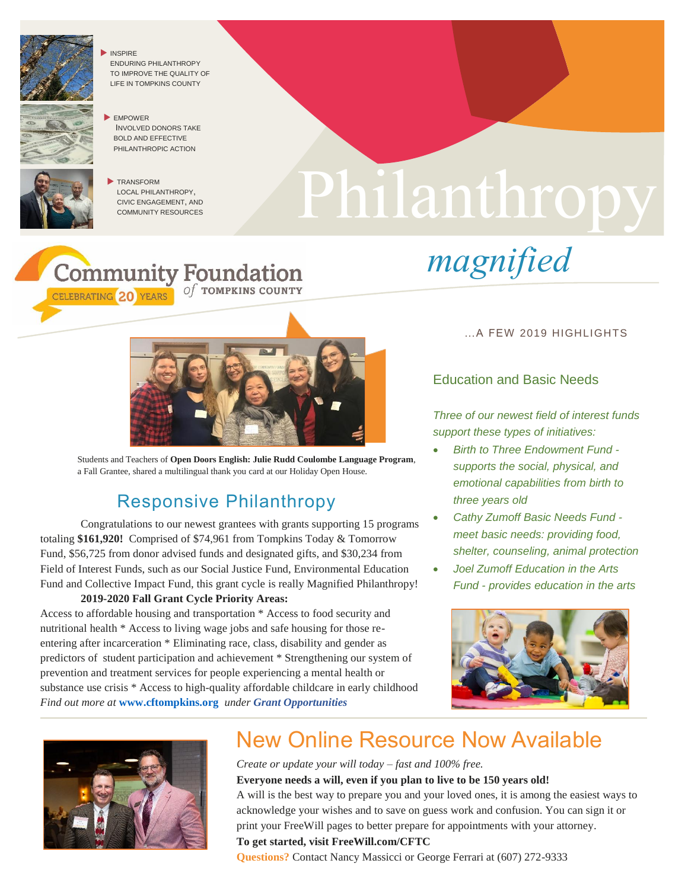- INSPIRE ENDURING PHILANTHROPY TO IMPROVE THE QUALITY OF LIFE IN TOMPKINS COUNTY
- EMPOWER INVOLVED DONORS TAKE BOLD AND EFFECTIVE PHILANTHROPIC ACTION
- TRANSFORM LOCAL PHILANTHROPY, CIVIC ENGAGEMENT, AND COMMUNITY RESOURCES

# Philanthropy *magnified*

Community Foundation of TOMPKINS COUNTY

CELEBRATING 20 YEARS

...A FEW 2019 HIGHLIGHTS

Students and Teachers of **Open Doors English: Julie Rudd Coulombe Language Program**, a Fall Grantee, shared a multilingual thank you card at our Holiday Open House.

## Responsive Philanthropy

Congratulations to our newest grantees with grants supporting 15 programs totaling **$161,920!** Comprised of $74,961 from Tompkins Today & Tomorrow Fund, $56,725 from donor advised funds and designated gifts, and $30,234 from Field of Interest Funds, such as our Social Justice Fund, Environmental Education Fund and Collective Impact Fund, this grant cycle is really Magnified Philanthropy!

**2019-2020 Fall Grant Cycle Priority Areas:**

Access to affordable housing and transportation * Access to food security and nutritional health * Access to living wage jobs and safe housing for those re-entering after incarceration * Eliminating race, class, disability and gender as predictors of student participation and achievement * Strengthening our system of prevention and treatment services for people experiencing a mental health or substance use crisis * Access to high-quality affordable childcare in early childhood

*Find out more at* **www.cftompkins.org** *under* ***Grant Opportunities***

## Education and Basic Needs

*Three of our newest field of interest funds support these types of initiatives:*

- *Birth to Three Endowment Fund - supports the social, physical, and emotional capabilities from birth to three years old*
- *Cathy Zumoff Basic Needs Fund - meet basic needs: providing food, shelter, counseling, animal protection*
- *Joel Zumoff Education in the Arts Fund - provides education in the arts*

## New Online Resource Now Available

*Create or update your will today – fast and 100% free.*

**Everyone needs a will, even if you plan to live to be 150 years old!**

A will is the best way to prepare you and your loved ones, it is among the easiest ways to acknowledge your wishes and to save on guess work and confusion. You can sign it or print your FreeWill pages to better prepare for appointments with your attorney.

**To get started, visit FreeWill.com/CFTC**

**Questions?** Contact Nancy Massicci or George Ferrari at (607) 272-9333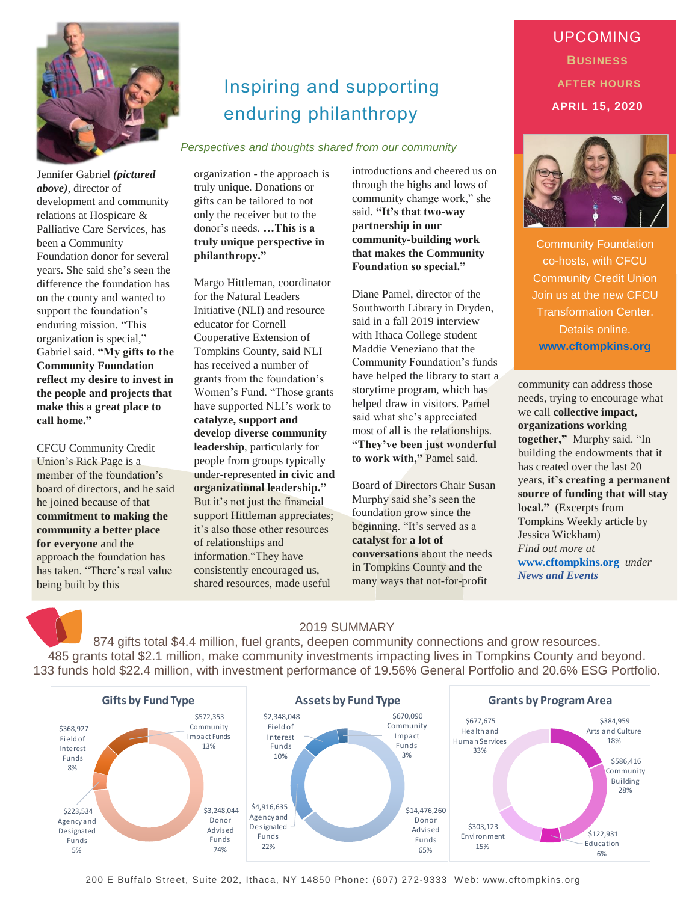# Inspiring and supporting enduring philanthropy

*Perspectives and thoughts shared from our community*

Jennifer Gabriel ***(pictured above)***, director of development and community relations at Hospicare & Palliative Care Services, has been a Community Foundation donor for several years. She said she's seen the difference the foundation has on the county and wanted to support the foundation's enduring mission. "This organization is special," Gabriel said. **"My gifts to the Community Foundation reflect my desire to invest in the people and projects that make this a great place to call home."**

CFCU Community Credit Union's Rick Page is a member of the foundation's board of directors, and he said he joined because of that **commitment to making the community a better place for everyone** and the approach the foundation has has taken. "There's real value being built by this organization - the approach is truly unique. Donations or gifts can be tailored to not only the receiver but to the donor's needs. **…This is a truly unique perspective in philanthropy."**

Margo Hittleman, coordinator for the Natural Leaders Initiative (NLI) and resource educator for Cornell Cooperative Extension of Tompkins County, said NLI has received a number of grants from the foundation's Women's Fund. "Those grants have supported NLI's work to **catalyze, support and develop diverse community leadership**, particularly for people from groups typically under-represented **in civic and organizational leadership."** But it's not just the financial support Hittleman appreciates; it's also those other resources of relationships and information."They have consistently encouraged us, shared resources, made useful introductions and cheered us on through the highs and lows of community change work," she said. **"It's that two-way partnership in our community-building work that makes the Community Foundation so special."**

Diane Pamel, director of the Southworth Library in Dryden, said in a fall 2019 interview with Ithaca College student Maddie Veneziano that the Community Foundation's funds have helped the library to start a storytime program, which has helped draw in visitors. Pamel said what she's appreciated most of all is the relationships. **"They've been just wonderful to work with,"** Pamel said.

Board of Directors Chair Susan Murphy said she's seen the foundation grow since the beginning. "It's served as a **catalyst for a lot of conversations** about the needs in Tompkins County and the many ways that not-for-profit community can address those needs, trying to encourage what we call **collective impact, organizations working together,"** Murphy said. "In building the endowments that it has created over the last 20 years, **it's creating a permanent source of funding that will stay local."** (Excerpts from Tompkins Weekly article by Jessica Wickham)

*Find out more at* ***www.cftompkins.org*** *under* ***News and Events***

## UPCOMING

**BUSINESS**

**AFTER HOURS**

**APRIL 15, 2020**

Community Foundation co-hosts, with CFCU Community Credit Union Join us at the new CFCU Transformation Center. Details online.

**www.cftompkins.org**

## 2019 SUMMARY

874 gifts total $4.4 million, fuel grants, deepen community connections and grow resources.
485 grants total $2.1 million, make community investments impacting lives in Tompkins County and beyond.
133 funds hold $22.4 million, with investment performance of 19.56% General Portfolio and 20.6% ESG Portfolio.

**Gifts by Fund Type**

$572,353 Community Impact Funds 13%
$3,248,044 Donor Advised Funds 74%
$223,534 Agency and Designated Funds 5%
$368,927 Field of Interest Funds 8%

**Assets by Fund Type**

$670,090 Community Impact Funds 3%
$14,476,260 Donor Advised Funds 65%
$4,916,635 Agency and Designated Funds 22%
$2,348,048 Field of Interest Funds 10%

**Grants by Program Area**

$384,959 Arts and Culture 18%
$586,416 Community Building 28%
$122,931 Education 6%
$303,123 Environment 15%
$677,675 Health and Human Services 33%

200 E Buffalo Street, Suite 202, Ithaca, NY 14850 Phone: (607) 272-9333 Web: www.cftompkins.org